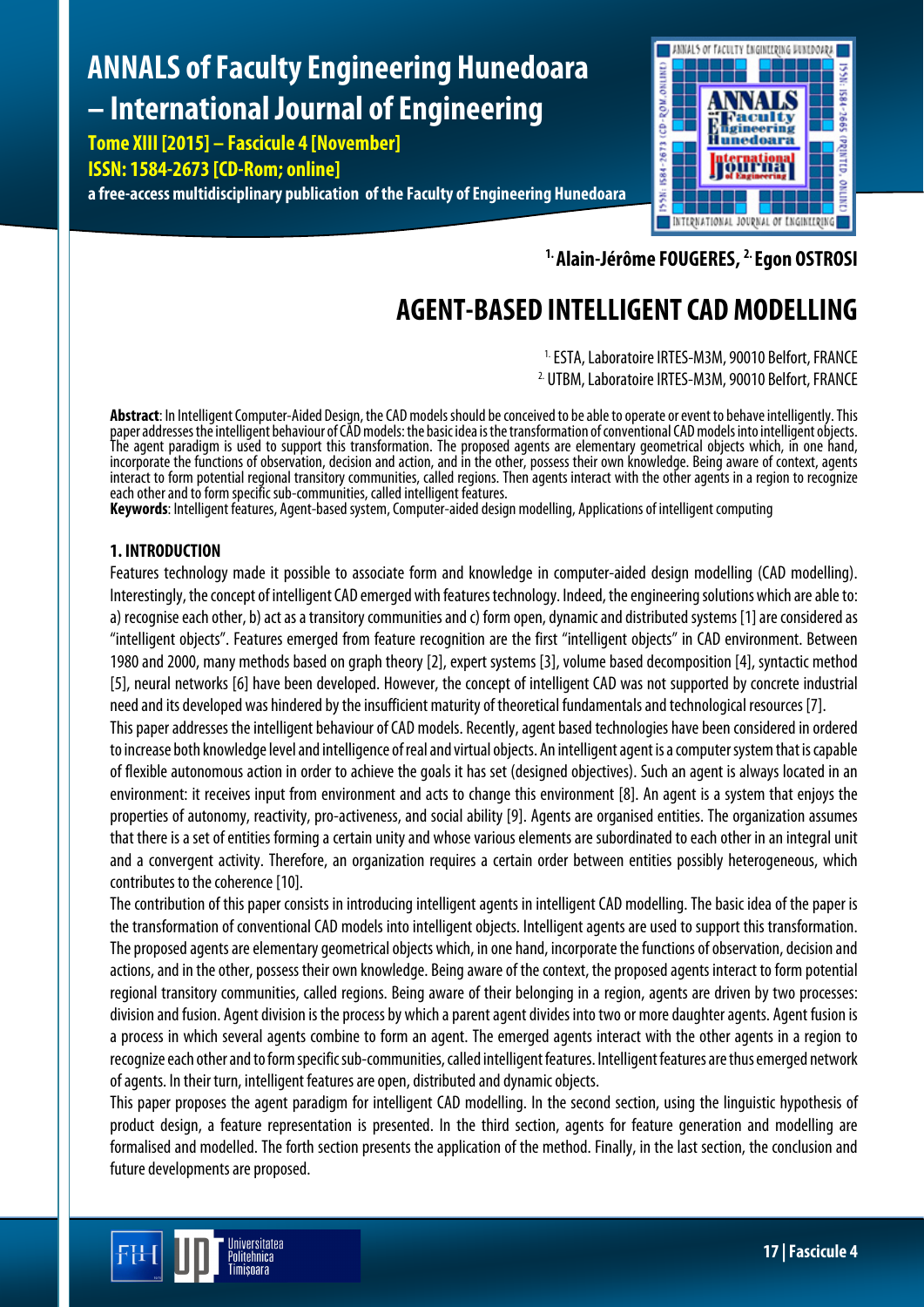[1.] Alain-Jérôme FOUGERES, [2.] Egon OSTROSI

# AGENT-BASED INTELLIGENT CAD MODELLING

[1.] ESTA, Laboratoire IRTES-M3M, 90010 Belfort, FRANCE
[2.] UTBM, Laboratoire IRTES-M3M, 90010 Belfort, FRANCE

**Abstract**: In Intelligent Computer-Aided Design, the CAD models should be conceived to be able to operate or event to behave intelligently. This paper addresses the intelligent behaviour of CAD models: the basic idea is the transformation of conventional CAD models into intelligent objects. The agent paradigm is used to support this transformation. The proposed agents are elementary geometrical objects which, in one hand, incorporate the functions of observation, decision and action, and in the other, possess their own knowledge. Being aware of context, agents interact to form potential regional transitory communities, called regions. Then agents interact with the other agents in a region to recognize each other and to form specific sub-communities, called intelligent features.

**Keywords**: Intelligent features, Agent-based system, Computer-aided design modelling, Applications of intelligent computing

## 1. INTRODUCTION

Features technology made it possible to associate form and knowledge in computer-aided design modelling (CAD modelling). Interestingly, the concept of intelligent CAD emerged with features technology. Indeed, the engineering solutions which are able to: a) recognise each other, b) act as a transitory communities and c) form open, dynamic and distributed systems [1] are considered as "intelligent objects". Features emerged from feature recognition are the first "intelligent objects" in CAD environment. Between 1980 and 2000, many methods based on graph theory [2], expert systems [3], volume based decomposition [4], syntactic method [5], neural networks [6] have been developed. However, the concept of intelligent CAD was not supported by concrete industrial need and its developed was hindered by the insufficient maturity of theoretical fundamentals and technological resources [7].

This paper addresses the intelligent behaviour of CAD models. Recently, agent based technologies have been considered in ordered to increase both knowledge level and intelligence of real and virtual objects. An intelligent agent is a computer system that is capable of flexible autonomous action in order to achieve the goals it has set (designed objectives). Such an agent is always located in an environment: it receives input from environment and acts to change this environment [8]. An agent is a system that enjoys the properties of autonomy, reactivity, pro-activeness, and social ability [9]. Agents are organised entities. The organization assumes that there is a set of entities forming a certain unity and whose various elements are subordinated to each other in an integral unit and a convergent activity. Therefore, an organization requires a certain order between entities possibly heterogeneous, which contributes to the coherence [10].

The contribution of this paper consists in introducing intelligent agents in intelligent CAD modelling. The basic idea of the paper is the transformation of conventional CAD models into intelligent objects. Intelligent agents are used to support this transformation. The proposed agents are elementary geometrical objects which, in one hand, incorporate the functions of observation, decision and actions, and in the other, possess their own knowledge. Being aware of the context, the proposed agents interact to form potential regional transitory communities, called regions. Being aware of their belonging in a region, agents are driven by two processes: division and fusion. Agent division is the process by which a parent agent divides into two or more daughter agents. Agent fusion is a process in which several agents combine to form an agent. The emerged agents interact with the other agents in a region to recognize each other and to form specific sub-communities, called intelligent features. Intelligent features are thus emerged network of agents. In their turn, intelligent features are open, distributed and dynamic objects.

This paper proposes the agent paradigm for intelligent CAD modelling. In the second section, using the linguistic hypothesis of product design, a feature representation is presented. In the third section, agents for feature generation and modelling are formalised and modelled. The forth section presents the application of the method. Finally, in the last section, the conclusion and future developments are proposed.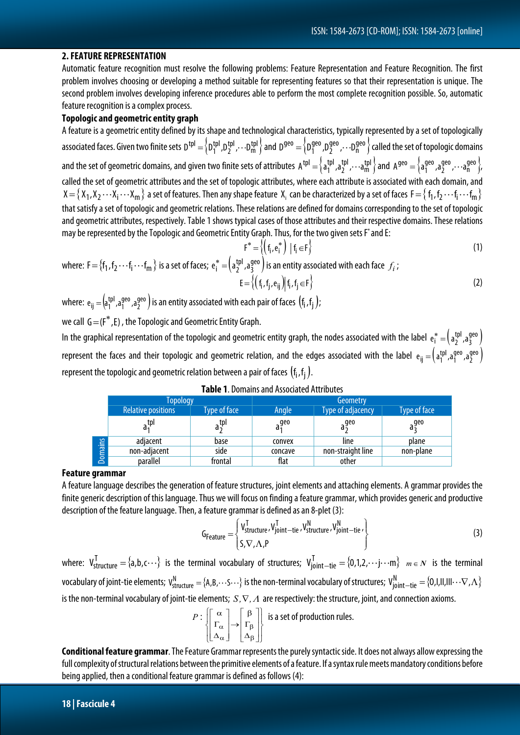## 2. FEATURE REPRESENTATION

Automatic feature recognition must resolve the following problems: Feature Representation and Feature Recognition. The first problem involves choosing or developing a method suitable for representing features so that their representation is unique. The second problem involves developing inference procedures able to perform the most complete recognition possible. So, automatic feature recognition is a complex process.

**Topologic and geometric entity graph**

A feature is a geometric entity defined by its shape and technological characteristics, typically represented by a set of topologically associated faces. Given two finite sets $D^{tpl} = \{D_1^{tpl}, D_2^{tpl}, \cdots D_m^{tpl}\}$ and $D^{geo} = \{D_1^{geo}, D_2^{geo}, \cdots D_n^{geo}\}$ called the set of topologic domains and the set of geometric domains, and given two finite sets of attributes $A^{tpl} = \{a_1^{tpl}, a_2^{tpl}, \cdots a_m^{tpl}\}$ and $A^{geo} = \{a_1^{geo}, a_2^{geo}, \cdots a_n^{geo}\}$, called the set of geometric attributes and the set of topologic attributes, where each attribute is associated with each domain, and $X = \{X_1, X_2 \cdots X_i \cdots X_m\}$ a set of features. Then any shape feature $X_i$ can be characterized by a set of faces $F = \{f_1, f_2 \cdots f_i \cdots f_m\}$ that satisfy a set of topologic and geometric relations. These relations are defined for domains corresponding to the set of topologic and geometric attributes, respectively. Table 1 shows typical cases of those attributes and their respective domains. These relations may be represented by the Topologic and Geometric Entity Graph. Thus, for the two given sets $F^*$ and E:

$$F^* = \{(f_i, e_i^*) \mid f_i \in F\} \tag{1}$$

where: $F = \{f_1, f_2 \cdots f_i \cdots f_m\}$ is a set of faces; $e_i^* = (a_2^{tpl}, a_3^{geo})$ is an entity associated with each face $f_i$;

$$E = \{(f_i, f_j, e_{ij}) \mid f_i, f_j \in F\} \tag{2}$$

where: $e_{ij} = (a_1^{tpl}, a_1^{geo}, a_2^{geo})$ is an entity associated with each pair of faces $(f_i, f_j)$;

we call $G = (F^*, E)$, the Topologic and Geometric Entity Graph.

In the graphical representation of the topologic and geometric entity graph, the nodes associated with the label $e_i^* = (a_2^{tpl}, a_3^{geo})$ represent the faces and their topologic and geometric relation, and the edges associated with the label $e_{ij} = (a_1^{tpl}, a_1^{geo}, a_2^{geo})$ represent the topologic and geometric relation between a pair of faces $(f_i, f_j)$.

**Table 1**. Domains and Associated Attributes

| | Topology | | Geometry | | |
|---|---|---|---|---|---|
| | Relative positions | Type of face | Angle | Type of adjacency | Type of face |
| | $a_1^{tpl}$ | $a_2^{tpl}$ | $a_1^{geo}$ | $a_2^{geo}$ | $a_3^{geo}$ |
| Domains | adjacent | base | convex | line | plane |
| | non-adjacent | side | concave | non-straight line | non-plane |
| | parallel | frontal | flat | other | |

**Feature grammar**

A feature language describes the generation of feature structures, joint elements and attaching elements. A grammar provides the finite generic description of this language. Thus we will focus on finding a feature grammar, which provides generic and productive description of the feature language. Then, a feature grammar is defined as an 8-plet (3):

$$G_{Feature} = \left\{ \begin{matrix} V_{structure}^T, V_{joint-tie}^T, V_{structure}^N, V_{joint-tie}^N, \\ S, \nabla, \Lambda, P \end{matrix} \right\} \tag{3}$$

where: $V_{structure}^T = \{a, b, c \cdots\}$ is the terminal vocabulary of structures; $V_{joint-tie}^T = \{0, 1, 2, \cdots j \cdots m\}$ $m \in N$ is the terminal vocabulary of joint-tie elements; $V_{structure}^N = \{A, B, \cdots S \cdots\}$ is the non-terminal vocabulary of structures; $V_{joint-tie}^N = \{0, I, II, III \cdots \nabla, \Lambda\}$ is the non-terminal vocabulary of joint-tie elements; $S, \nabla, \Lambda$ are respectively: the structure, joint, and connection axioms.

$$P: \left\{ \begin{bmatrix} \alpha \\ \Gamma_\alpha \\ \Delta_\alpha \end{bmatrix} \to \begin{bmatrix} \beta \\ \Gamma_\beta \\ \Delta_\beta \end{bmatrix} \right\}$$ is a set of production rules.

**Conditional feature grammar**. The Feature Grammar represents the purely syntactic side. It does not always allow expressing the full complexity of structural relations between the primitive elements of a feature. If a syntax rule meets mandatory conditions before being applied, then a conditional feature grammar is defined as follows (4):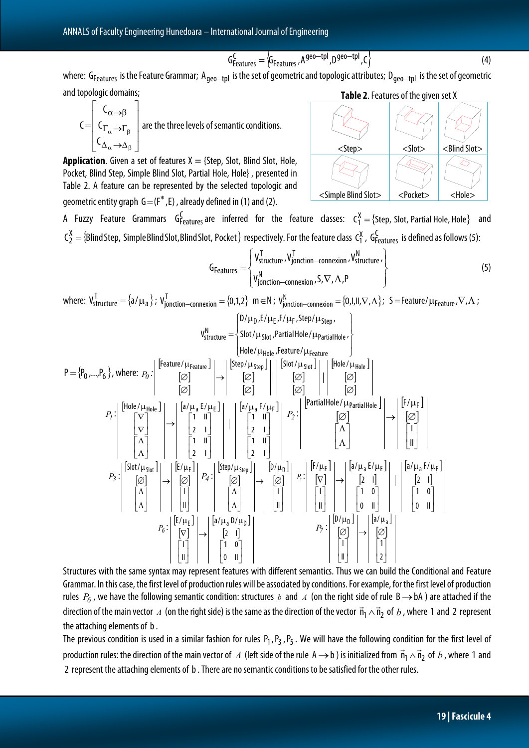$$G^{C}_{Features} = \{G_{Features}, A^{geo-tpl}, D^{geo-tpl}, C\} \tag{4}$$

where: $G_{Features}$ is the Feature Grammar; $A_{geo-tpl}$ is the set of geometric and topologic attributes; $D_{geo-tpl}$ is the set of geometric and topologic domains;

$$C = \begin{bmatrix} C_{\alpha \to \beta} \\ C_{\Gamma_\alpha \to \Gamma_\beta} \\ C_{\Delta_\alpha \to \Delta_\beta} \end{bmatrix}$$ are the three levels of semantic conditions.

**Application**. Given a set of features X = {Step, Slot, Blind Slot, Hole, Pocket, Blind Step, Simple Blind Slot, Partial Hole, Hole}, presented in Table 2. A feature can be represented by the selected topologic and geometric entity graph $G = (F^*, E)$, already defined in (1) and (2).

**Table 2**. Features of the given set X

| | | |
|---|---|---|
| <Step> | <Slot> | <Blind Slot> |
| <Simple Blind Slot> | <Pocket> | <Hole> |

A Fuzzy Feature Grammars $G^{C}_{Features}$ are inferred for the feature classes: $C^{X}_{1} = \{\text{Step, Slot, Partial Hole, Hole}\}$ and $C^{X}_{2} = \{\text{Blind Step, Simple Blind Slot, Blind Slot, Pocket}\}$ respectively. For the feature class $C^{X}_{1}$, $G^{C}_{Features}$ is defined as follows (5):

$$G_{Features} = \left\{ \begin{matrix} V^{T}_{structure}, V^{T}_{jonction-connexion}, V^{N}_{structure}, \\ V^{N}_{jonction-connexion}, S, \nabla, \Lambda, P \end{matrix} \right\} \tag{5}$$

where: $V^{T}_{structure} = \{a/\mu_a\}$; $V^{T}_{jonction-connexion} = \{0,1,2\}$ $m \in N$; $V^{N}_{jonction-connexion} = \{0, I, II, \nabla, \Lambda\}$; $S = Feature/\mu_{Feature}, \nabla, \Lambda$;

$$V^{N}_{structure} = \left\{ \begin{matrix} D/\mu_D, E/\mu_E, F/\mu_F, Step/\mu_{Step}, \\ Slot/\mu_{Slot}, PartialHole/\mu_{PartialHole}, \\ Hole/\mu_{Hole}, Feature/\mu_{Feature} \end{matrix} \right\}$$

$P = \{P_0, \ldots, P_6\}$, where:

$$P_0: \left| \begin{matrix} [Feature/\mu_{Feature}] \\ [\varnothing] \\ [\varnothing] \end{matrix} \right| \to \left| \begin{matrix} [Step/\mu_{Step}] \\ [\varnothing] \\ [\varnothing] \end{matrix} \right| \; \left| \begin{matrix} [Slot/\mu_{Slot}] \\ [\varnothing] \\ [\varnothing] \end{matrix} \right| \; \left| \begin{matrix} [Hole/\mu_{Hole}] \\ [\varnothing] \\ [\varnothing] \end{matrix} \right|$$

$$P_1: \left| \begin{matrix} [Hole/\mu_{Hole}] \\ \begin{bmatrix} \nabla \\ \nabla \end{bmatrix} \\ \begin{bmatrix} \Lambda \\ \Lambda \end{bmatrix} \end{matrix} \right| \to \left| \begin{matrix} [a/\mu_a \; E/\mu_E] \\ \begin{bmatrix} 1 & II \\ 2 & I \end{bmatrix} \\ \begin{bmatrix} 1 & II \\ 2 & I \end{bmatrix} \end{matrix} \right| \; \left| \begin{matrix} [a/\mu_a \; F/\mu_F] \\ \begin{bmatrix} 1 & II \\ 2 & I \end{bmatrix} \\ \begin{bmatrix} 1 & II \\ 2 & I \end{bmatrix} \end{matrix} \right| \qquad P_2: \left| \begin{matrix} [PartialHole/\mu_{PartialHole}] \\ [\varnothing] \\ \begin{bmatrix} \Lambda \\ \Lambda \end{bmatrix} \end{matrix} \right| \to \left| \begin{matrix} [F/\mu_F] \\ [\varnothing] \\ \begin{bmatrix} I \\ II \end{bmatrix} \end{matrix} \right|$$

$$P_3: \left| \begin{matrix} [Slot/\mu_{Slot}] \\ [\varnothing] \\ \begin{bmatrix} \Lambda \\ \Lambda \end{bmatrix} \end{matrix} \right| \to \left| \begin{matrix} [E/\mu_E] \\ [\varnothing] \\ \begin{bmatrix} I \\ II \end{bmatrix} \end{matrix} \right| \quad P_4: \left| \begin{matrix} [Step/\mu_{Step}] \\ [\varnothing] \\ \begin{bmatrix} \Lambda \\ \Lambda \end{bmatrix} \end{matrix} \right| \to \left| \begin{matrix} [D/\mu_D] \\ [\varnothing] \\ \begin{bmatrix} I \\ II \end{bmatrix} \end{matrix} \right| \quad P_5: \left| \begin{matrix} [F/\mu_F] \\ [\nabla] \\ \begin{bmatrix} I \\ II \end{bmatrix} \end{matrix} \right| \to \left| \begin{matrix} [a/\mu_a \; E/\mu_E] \\ [2 \;\; I] \\ \begin{bmatrix} 1 & 0 \\ 0 & II \end{bmatrix} \end{matrix} \right| \; \left| \begin{matrix} [a/\mu_a \; F/\mu_F] \\ [2 \;\; I] \\ \begin{bmatrix} 1 & 0 \\ 0 & II \end{bmatrix} \end{matrix} \right|$$

$$P_6: \left| \begin{matrix} [E/\mu_E] \\ [\nabla] \\ \begin{bmatrix} I \\ II \end{bmatrix} \end{matrix} \right| \to \left| \begin{matrix} [a/\mu_a \; D/\mu_D] \\ [2 \;\; I] \\ \begin{bmatrix} 1 & 0 \\ 0 & II \end{bmatrix} \end{matrix} \right| \qquad P_7: \left| \begin{matrix} [D/\mu_D] \\ [\varnothing] \\ \begin{bmatrix} I \\ II \end{bmatrix} \end{matrix} \right| \to \left| \begin{matrix} [a/\mu_a] \\ [\varnothing] \\ \begin{bmatrix} 1 \\ 2 \end{bmatrix} \end{matrix} \right|$$

Structures with the same syntax may represent features with different semantics. Thus we can build the Conditional and Feature Grammar. In this case, the first level of production rules will be associated by conditions. For example, for the first level of production rules $P_6$, we have the following semantic condition: structures $b$ and $A$ (on the right side of rule $B \to bA$) are attached if the direction of the main vector $A$ (on the right side) is the same as the direction of the vector $\vec{n}_1 \wedge \vec{n}_2$ of $b$, where 1 and 2 represent the attaching elements of b.

The previous condition is used in a similar fashion for rules $P_1, P_3, P_5$. We will have the following condition for the first level of production rules: the direction of the main vector of $A$ (left side of the rule $A \to b$) is initialized from $\vec{n}_1 \wedge \vec{n}_2$ of $b$, where 1 and 2 represent the attaching elements of b. There are no semantic conditions to be satisfied for the other rules.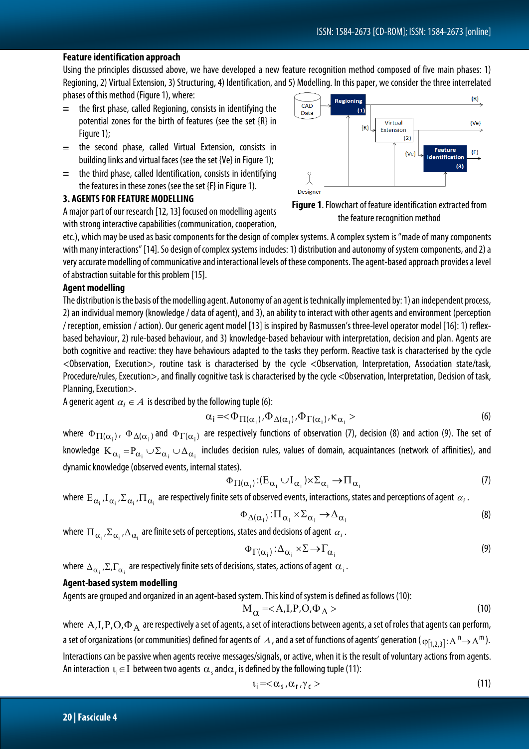### Feature identification approach

Using the principles discussed above, we have developed a new feature recognition method composed of five main phases: 1) Regioning, 2) Virtual Extension, 3) Structuring, 4) Identification, and 5) Modelling. In this paper, we consider the three interrelated phases of this method (Figure 1), where:

- the first phase, called Regioning, consists in identifying the potential zones for the birth of features (see the set {R} in Figure 1);
- the second phase, called Virtual Extension, consists in building links and virtual faces (see the set {Ve} in Figure 1);
- the third phase, called Identification, consists in identifying the features in these zones (see the set {F} in Figure 1).

**Figure 1**. Flowchart of feature identification extracted from the feature recognition method

## 3. AGENTS FOR FEATURE MODELLING

A major part of our research [12, 13] focused on modelling agents with strong interactive capabilities (communication, cooperation, etc.), which may be used as basic components for the design of complex systems. A complex system is "made of many components with many interactions" [14]. So design of complex systems includes: 1) distribution and autonomy of system components, and 2) a very accurate modelling of communicative and interactional levels of these components. The agent-based approach provides a level of abstraction suitable for this problem [15].

### Agent modelling

The distribution is the basis of the modelling agent. Autonomy of an agent is technically implemented by: 1) an independent process, 2) an individual memory (knowledge / data of agent), and 3), an ability to interact with other agents and environment (perception / reception, emission / action). Our generic agent model [13] is inspired by Rasmussen's three-level operator model [16]: 1) reflex-based behaviour, 2) rule-based behaviour, and 3) knowledge-based behaviour with interpretation, decision and plan. Agents are both cognitive and reactive: they have behaviours adapted to the tasks they perform. Reactive task is characterised by the cycle <Observation, Execution>, routine task is characterised by the cycle <Observation, Interpretation, Association state/task, Procedure/rules, Execution>, and finally cognitive task is characterised by the cycle <Observation, Interpretation, Decision of task, Planning, Execution>.

A generic agent $\alpha_i \in A$ is described by the following tuple (6):

$$\alpha_i = <\Phi_{\Pi(\alpha_i)}, \Phi_{\Delta(\alpha_i)}, \Phi_{\Gamma(\alpha_i)}, \kappa_{\alpha_i}> \tag{6}$$

where $\Phi_{\Pi(\alpha_i)}$, $\Phi_{\Delta(\alpha_i)}$ and $\Phi_{\Gamma(\alpha_i)}$ are respectively functions of observation (7), decision (8) and action (9). The set of knowledge $K_{\alpha_i} = P_{\alpha_i} \cup \Sigma_{\alpha_i} \cup \Delta_{\alpha_i}$ includes decision rules, values of domain, acquaintances (network of affinities), and dynamic knowledge (observed events, internal states).

$$\Phi_{\Pi(\alpha_i)} : (E_{\alpha_i} \cup I_{\alpha_i}) \times \Sigma_{\alpha_i} \to \Pi_{\alpha_i} \tag{7}$$

where $E_{\alpha_i}, I_{\alpha_i}, \Sigma_{\alpha_i}, \Pi_{\alpha_i}$ are respectively finite sets of observed events, interactions, states and perceptions of agent $\alpha_i$.

$$\Phi_{\Delta(\alpha_i)} : \Pi_{\alpha_i} \times \Sigma_{\alpha_i} \to \Delta_{\alpha_i} \tag{8}$$

where $\Pi_{\alpha_i}, \Sigma_{\alpha_i}, \Delta_{\alpha_i}$ are finite sets of perceptions, states and decisions of agent $\alpha_i$.

$$\Phi_{\Gamma(\alpha_i)} : \Delta_{\alpha_i} \times \Sigma \to \Gamma_{\alpha_i} \tag{9}$$

where $\Delta_{\alpha_i}, \Sigma, \Gamma_{\alpha_i}$ are respectively finite sets of decisions, states, actions of agent $\alpha_i$.

### Agent-based system modelling

Agents are grouped and organized in an agent-based system. This kind of system is defined as follows (10):

$$M_{\alpha} = <A, I, P, O, \Phi_A> \tag{10}$$

where $A, I, P, O, \Phi_A$ are respectively a set of agents, a set of interactions between agents, a set of roles that agents can perform, a set of organizations (or communities) defined for agents of $A$, and a set of functions of agents' generation ($\varphi_{[1,2,3]} : A^n \to A^m$).

Interactions can be passive when agents receive messages/signals, or active, when it is the result of voluntary actions from agents. An interaction $\iota_i \in I$ between two agents $\alpha_s$ and $\alpha_r$ is defined by the following tuple (11):

$$\iota_i = <\alpha_s, \alpha_r, \gamma_c> \tag{11}$$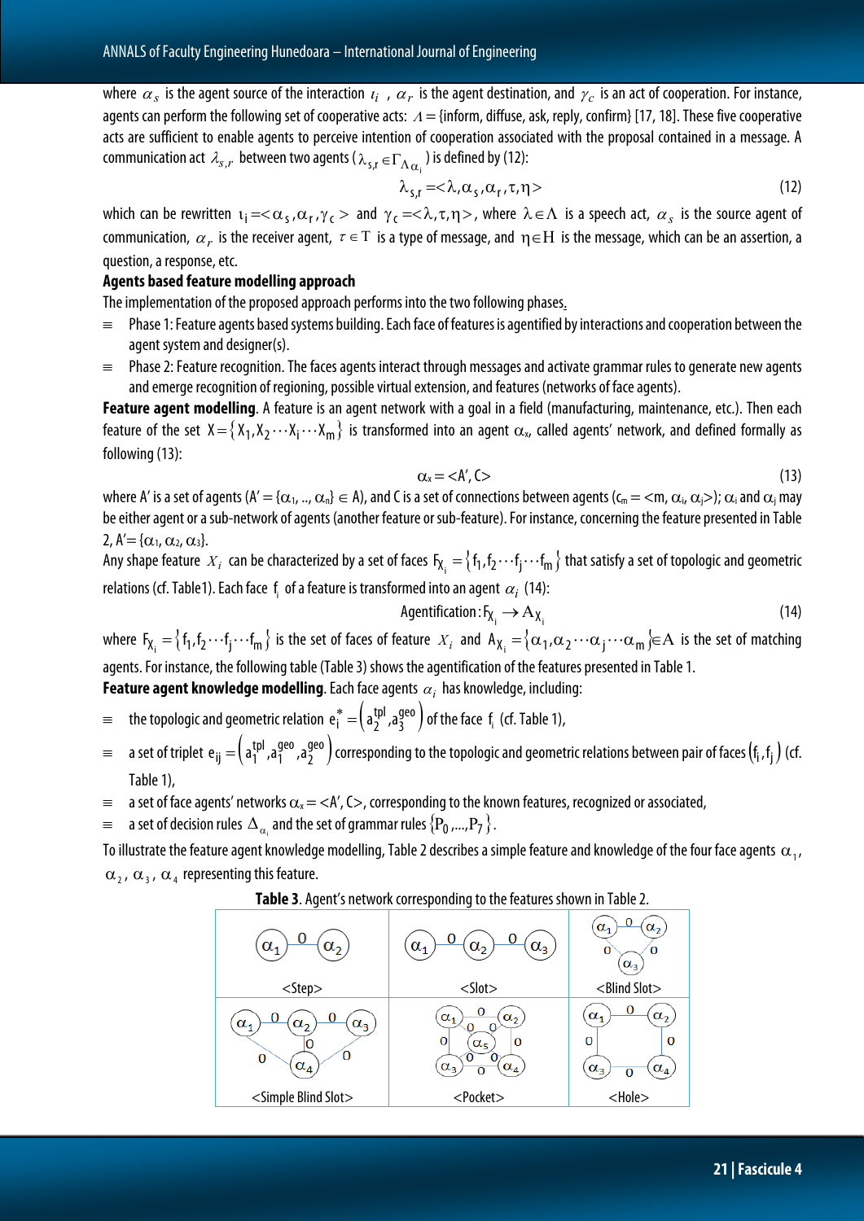where $\alpha_s$ is the agent source of the interaction $\iota_i$, $\alpha_r$ is the agent destination, and $\gamma_c$ is an act of cooperation. For instance, agents can perform the following set of cooperative acts: $\Lambda$ = {inform, diffuse, ask, reply, confirm} [17, 18]. These five cooperative acts are sufficient to enable agents to perceive intention of cooperation associated with the proposal contained in a message. A communication act $\lambda_{s,r}$ between two agents ($\lambda_{s,r} \in \Gamma_{\Lambda_{\alpha_i}}$) is defined by (12):

$$\lambda_{s,r} = <\lambda, \alpha_s, \alpha_r, \tau, \eta> \tag{12}$$

which can be rewritten $\iota_i = <\alpha_s, \alpha_r, \gamma_c>$ and $\gamma_c = <\lambda, \tau, \eta>$, where $\lambda \in \Lambda$ is a speech act, $\alpha_s$ is the source agent of communication, $\alpha_r$ is the receiver agent, $\tau \in \mathrm{T}$ is a type of message, and $\eta \in \mathrm{H}$ is the message, which can be an assertion, a question, a response, etc.

**Agents based feature modelling approach**

The implementation of the proposed approach performs into the two following phases.

- Phase 1: Feature agents based systems building. Each face of features is agentified by interactions and cooperation between the agent system and designer(s).
- Phase 2: Feature recognition. The faces agents interact through messages and activate grammar rules to generate new agents and emerge recognition of regioning, possible virtual extension, and features (networks of face agents).

**Feature agent modelling**. A feature is an agent network with a goal in a field (manufacturing, maintenance, etc.). Then each feature of the set $X = \{X_1, X_2 \cdots X_i \cdots X_m\}$ is transformed into an agent $\alpha_x$, called agents' network, and defined formally as following (13):

$$\alpha_x = <A', C> \tag{13}$$

where A' is a set of agents ($A' = \{\alpha_1, .., \alpha_n\} \in A$), and C is a set of connections between agents ($c_m = <m, \alpha_i, \alpha_j>$); $\alpha_i$ and $\alpha_j$ may be either agent or a sub-network of agents (another feature or sub-feature). For instance, concerning the feature presented in Table 2, $A' = \{\alpha_1, \alpha_2, \alpha_3\}$.

Any shape feature $X_i$ can be characterized by a set of faces $F_{X_i} = \{f_1, f_2 \cdots f_j \cdots f_m\}$ that satisfy a set of topologic and geometric relations (cf. Table1). Each face $f_i$ of a feature is transformed into an agent $\alpha_i$ (14):

$$\text{Agentification}: F_{X_i} \rightarrow A_{X_i} \tag{14}$$

where $F_{X_i} = \{f_1, f_2 \cdots f_j \cdots f_m\}$ is the set of faces of feature $X_i$ and $A_{X_i} = \{\alpha_1, \alpha_2 \cdots \alpha_j \cdots \alpha_m\} \in \mathrm{A}$ is the set of matching agents. For instance, the following table (Table 3) shows the agentification of the features presented in Table 1.

**Feature agent knowledge modelling**. Each face agents $\alpha_i$ has knowledge, including:

- the topologic and geometric relation $e_i^* = \left(a_2^{tpl}, a_3^{geo}\right)$ of the face $f_i$ (cf. Table 1),
- a set of triplet $e_{ij} = \left(a_1^{tpl}, a_1^{geo}, a_2^{geo}\right)$ corresponding to the topologic and geometric relations between pair of faces $\left(f_i, f_j\right)$ (cf. Table 1),
- a set of face agents' networks $\alpha_x = <A', C>$, corresponding to the known features, recognized or associated,
- a set of decision rules $\Delta_{\alpha_i}$ and the set of grammar rules $\{P_0, ..., P_7\}$.

To illustrate the feature agent knowledge modelling, Table 2 describes a simple feature and knowledge of the four face agents $\alpha_1$, $\alpha_2$, $\alpha_3$, $\alpha_4$ representing this feature.

**Table 3**. Agent's network corresponding to the features shown in Table 2.

| | | |
|---|---|---|
| $\alpha_1$ —0— $\alpha_2$ <br> <Step> | $\alpha_1$ —0— $\alpha_2$ —0— $\alpha_3$ <br> <Slot> | $\alpha_1$ —0— $\alpha_2$; $\alpha_1$ —0— $\alpha_3$; $\alpha_2$ —0— $\alpha_3$ <br> <Blind Slot> |
| $\alpha_1$ —0— $\alpha_2$ —0— $\alpha_3$; $\alpha_1$ —0— $\alpha_4$; $\alpha_2$ —0— $\alpha_4$; $\alpha_3$ —0— $\alpha_4$ <br> <Simple Blind Slot> | $\alpha_1$ —0— $\alpha_2$; $\alpha_1$ —0— $\alpha_3$; $\alpha_2$ —0— $\alpha_4$; $\alpha_3$ —0— $\alpha_4$; $\alpha_5$ —0— $\alpha_1, \alpha_2, \alpha_3, \alpha_4$ <br> <Pocket> | $\alpha_1$ —0— $\alpha_2$; $\alpha_1$ —0— $\alpha_3$; $\alpha_2$ —0— $\alpha_4$; $\alpha_3$ —0— $\alpha_4$ <br> <Hole> |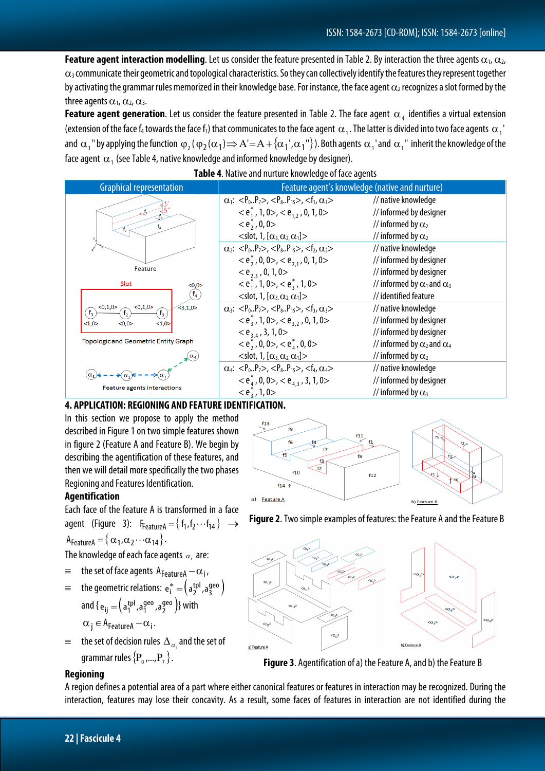**Feature agent interaction modelling**. Let us consider the feature presented in Table 2. By interaction the three agents $\alpha_1$, $\alpha_2$, $\alpha_3$ communicate their geometric and topological characteristics. So they can collectively identify the features they represent together by activating the grammar rules memorized in their knowledge base. For instance, the face agent $\alpha_2$ recognizes a slot formed by the three agents $\alpha_1$, $\alpha_2$, $\alpha_3$.

**Feature agent generation**. Let us consider the feature presented in Table 2. The face agent $\alpha_4$ identifies a virtual extension (extension of the face $f_4$ towards the face $f_1$) that communicates to the face agent $\alpha_1$. The latter is divided into two face agents $\alpha_1$' and $\alpha_1$'' by applying the function $\varphi_2(\varphi_2(\alpha_1) \Rightarrow A' = A + \{\alpha_1', \alpha_1''\})$. Both agents $\alpha_1$' and $\alpha_1$'' inherit the knowledge of the face agent $\alpha_1$ (see Table 4, native knowledge and informed knowledge by designer).

**Table 4**. Native and nurture knowledge of face agents

| Graphical representation | Feature agent's knowledge (native and nurture) | |
|---|---|---|
| Feature; Topologic and Geometric Entity Graph; Feature agents interactions | $\alpha_1$: $<P_0..P_7>, <P_8..P_{15}>, <f_1, \alpha_1>$ | // native knowledge |
| | $<e_1^*, 1, 0>, <e_{1,2}, 0, 1, 0>$ | // informed by designer |
| | $<e_2^*, 0, 0>$ | // informed by $\alpha_2$ |
| | $<slot, 1, [\alpha_3, \alpha_2, \alpha_1]>$ | // informed by $\alpha_2$ |
| | $\alpha_2$: $<P_0..P_7>, <P_8..P_{15}>, <f_2, \alpha_2>$ | // native knowledge |
| | $<e_2^*, 0, 0>, <e_{2,1}, 0, 1, 0>$ | // informed by designer |
| | $<e_{2,3}, 0, 1, 0>$ | // informed by designer |
| | $<e_1^*, 1, 0>, <e_3^*, 1, 0>$ | // informed by $\alpha_1$ and $\alpha_3$ |
| | $<slot, 1, [\alpha_3, \alpha_2, \alpha_1]>$ | // identified feature |
| | $\alpha_3$: $<P_0..P_7>, <P_8..P_{15}>, <f_3, \alpha_3>$ | // native knowledge |
| | $<e_3^*, 1, 0>, <e_{3,2}, 0, 1, 0>$ | // informed by designer |
| | $<e_{3,4}, 3, 1, 0>$ | // informed by designer |
| | $<e_2^*, 0, 0>, <e_4^*, 0, 0>$ | // informed by $\alpha_2$ and $\alpha_4$ |
| | $<slot, 1, [\alpha_3, \alpha_2, \alpha_1]>$ | // informed by $\alpha_2$ |
| | $\alpha_4$: $<P_0..P_7>, <P_8..P_{15}>, <f_4, \alpha_4>$ | // native knowledge |
| | $<e_4^*, 0, 0>, <e_{4,3}, 3, 1, 0>$ | // informed by designer |
| | $<e_3^*, 1, 0>$ | // informed by $\alpha_3$ |

## 4. APPLICATION: REGIONING AND FEATURE IDENTIFICATION.

In this section we propose to apply the method described in Figure 1 on two simple features shown in figure 2 (Feature A and Feature B). We begin by describing the agentification of these features, and then we will detail more specifically the two phases Regioning and Features Identification.

Figure 2. Two simple examples of features: the Feature A and the Feature B

### Agentification

Each face of the feature A is transformed in a face agent (Figure 3): $F_{FeatureA} = \{f_1, f_2 \cdots f_{14}\} \rightarrow A_{FeatureA} = \{\alpha_1, \alpha_2 \cdots \alpha_{14}\}$.

The knowledge of each face agents $\alpha_i$ are:

- the set of face agents $A_{FeatureA} - \alpha_i$,
- the geometric relations: $e_i^* = (a_2^{tpl}, a_3^{geo})$ and $\{e_{ij} = (a_1^{tpl}, a_1^{geo}, a_2^{geo})\}$ with $\alpha_j \in A_{FeatureA} - \alpha_i$.
- the set of decision rules $\Delta_{\alpha_i}$ and the set of grammar rules $\{P_0, ..., P_7\}$.

Figure 3. Agentification of a) the Feature A, and b) the Feature B

### Regioning

A region defines a potential area of a part where either canonical features or features in interaction may be recognized. During the interaction, features may lose their concavity. As a result, some faces of features in interaction are not identified during the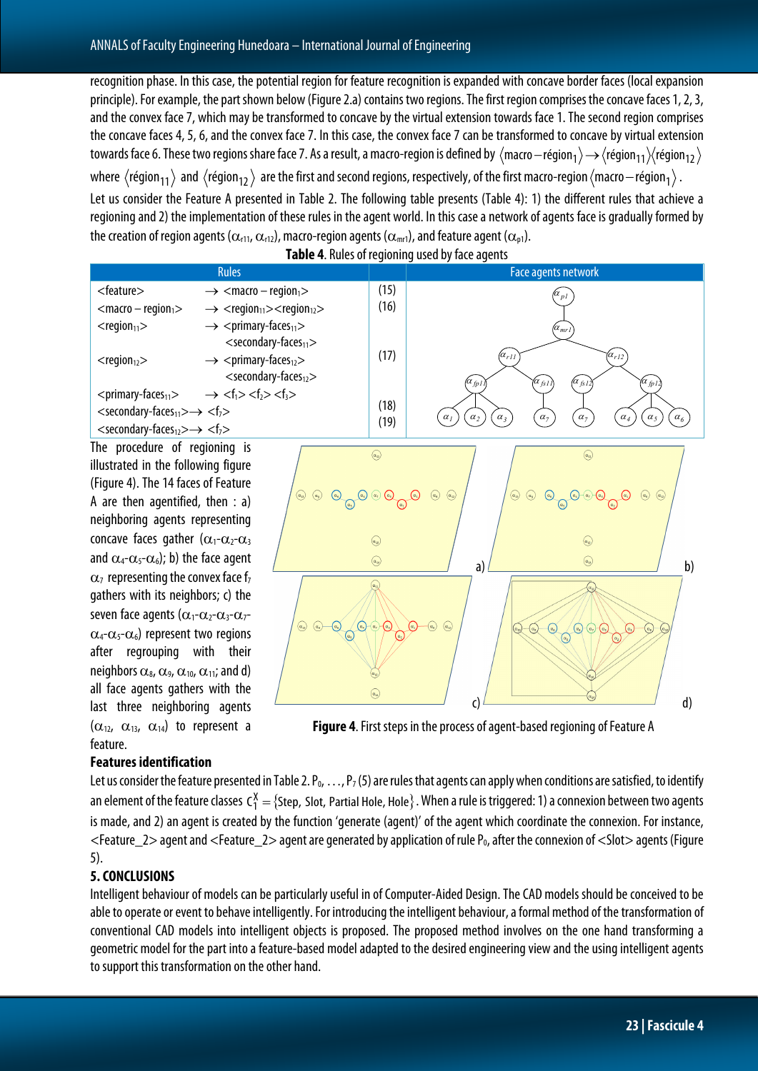recognition phase. In this case, the potential region for feature recognition is expanded with concave border faces (local expansion principle). For example, the part shown below (Figure 2.a) contains two regions. The first region comprises the concave faces 1, 2, 3, and the convex face 7, which may be transformed to concave by the virtual extension towards face 1. The second region comprises the concave faces 4, 5, 6, and the convex face 7. In this case, the convex face 7 can be transformed to concave by virtual extension towards face 6. These two regions share face 7. As a result, a macro-region is defined by $\langle \text{macro}-\text{région}_1 \rangle \rightarrow \langle \text{région}_{11} \rangle \langle \text{région}_{12} \rangle$ where $\langle \text{région}_{11} \rangle$ and $\langle \text{région}_{12} \rangle$ are the first and second regions, respectively, of the first macro-region $\langle \text{macro}-\text{région}_1 \rangle$.

Let us consider the Feature A presented in Table 2. The following table presents (Table 4): 1) the different rules that achieve a regioning and 2) the implementation of these rules in the agent world. In this case a network of agents face is gradually formed by the creation of region agents ($\alpha_{r11}$, $\alpha_{r12}$), macro-region agents ($\alpha_{mr1}$), and feature agent ($\alpha_{p1}$).

**Table 4**. Rules of regioning used by face agents

| Rules | | | Face agents network |
|---|---|---|---|
| <feature> | → <macro – region₁> | (15) | |
| <macro – region₁> | → <region₁₁><region₁₂> | (16) | |
| <region₁₁> | → <primary-faces₁₁> <secondary-faces₁₁> | | |
| <region₁₂> | → <primary-faces₁₂> <secondary-faces₁₂> | (17) | |
| <primary-faces₁₁> | → <f₁> <f₂> <f₃> | | |
| <secondary-faces₁₁> | → <f₇> | (18) | |
| <secondary-faces₁₂> | → <f₇> | (19) | |

The procedure of regioning is illustrated in the following figure (Figure 4). The 14 faces of Feature A are then agentified, then : a) neighboring agents representing concave faces gather ($\alpha_1$-$\alpha_2$-$\alpha_3$ and $\alpha_4$-$\alpha_5$-$\alpha_6$); b) the face agent $\alpha_7$ representing the convex face $f_7$ gathers with its neighbors; c) the seven face agents ($\alpha_1$-$\alpha_2$-$\alpha_3$-$\alpha_7$-$\alpha_4$-$\alpha_5$-$\alpha_6$) represent two regions after regrouping with their neighbors $\alpha_8$, $\alpha_9$, $\alpha_{10}$, $\alpha_{11}$; and d) all face agents gathers with the last three neighboring agents ($\alpha_{12}$, $\alpha_{13}$, $\alpha_{14}$) to represent a feature.

**Figure 4**. First steps in the process of agent-based regioning of Feature A

**Features identification**

Let us consider the feature presented in Table 2. $P_0, \ldots, P_7$ (5) are rules that agents can apply when conditions are satisfied, to identify an element of the feature classes $C_1^X = \{\text{Step, Slot, Partial Hole, Hole}\}$. When a rule is triggered: 1) a connexion between two agents is made, and 2) an agent is created by the function 'generate (agent)' of the agent which coordinate the connexion. For instance, <Feature_2> agent and <Feature_2> agent are generated by application of rule $P_0$, after the connexion of <Slot> agents (Figure 5).

## 5. CONCLUSIONS

Intelligent behaviour of models can be particularly useful in of Computer-Aided Design. The CAD models should be conceived to be able to operate or event to behave intelligently. For introducing the intelligent behaviour, a formal method of the transformation of conventional CAD models into intelligent objects is proposed. The proposed method involves on the one hand transforming a geometric model for the part into a feature-based model adapted to the desired engineering view and the using intelligent agents to support this transformation on the other hand.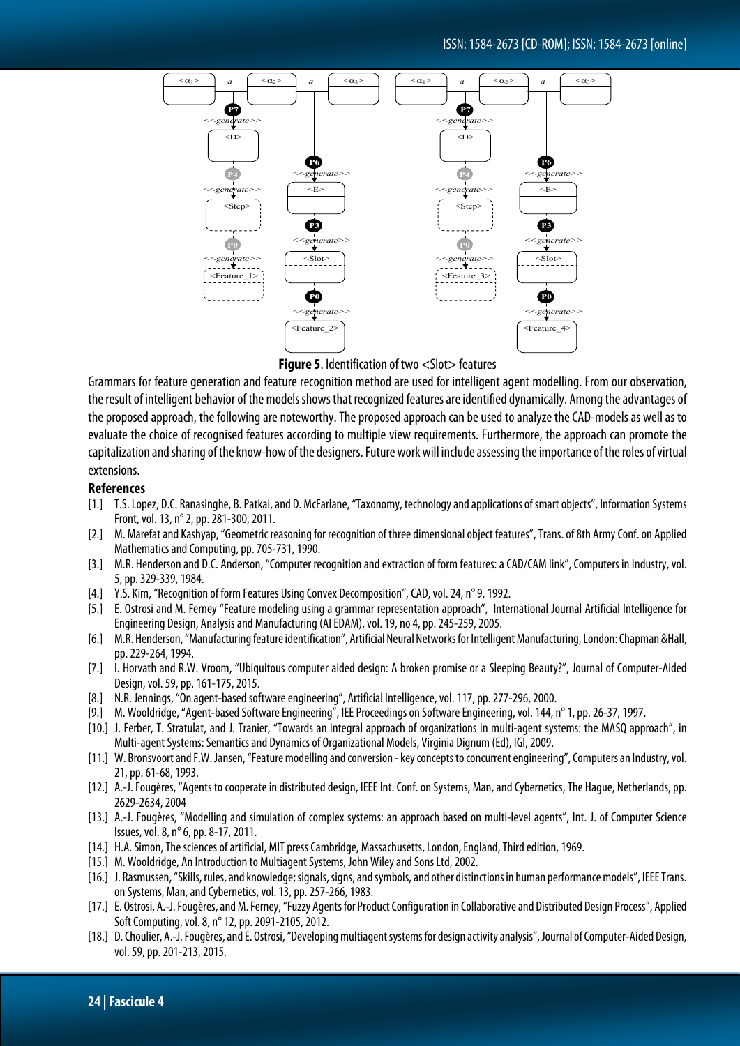<<α1>> a <α2> a <α3>

P7 <<generate>> <D>

P4 <<generate>> <Step>

P0 <<generate>> <Feature_1>

P6 <<generate>> <E>

P3 <<generate>> <Slot>

P0 <<generate>> <Feature_2>

<α1> a <α2> a <α3>

P7 <<generate>> <D>

P4 <<generate>> <Step>

P0 <<generate>> <Feature_3>

P6 <<generate>> <E>

P3 <<generate>> <Slot>

P0 <<generate>> <Feature_4>

**Figure 5**. Identification of two <Slot> features

Grammars for feature generation and feature recognition method are used for intelligent agent modelling. From our observation, the result of intelligent behavior of the models shows that recognized features are identified dynamically. Among the advantages of the proposed approach, the following are noteworthy. The proposed approach can be used to analyze the CAD-models as well as to evaluate the choice of recognised features according to multiple view requirements. Furthermore, the approach can promote the capitalization and sharing of the know-how of the designers. Future work will include assessing the importance of the roles of virtual extensions.

## References

[1.] T.S. Lopez, D.C. Ranasinghe, B. Patkai, and D. McFarlane, "Taxonomy, technology and applications of smart objects", Information Systems Front, vol. 13, n° 2, pp. 281-300, 2011.

[2.] M. Marefat and Kashyap, "Geometric reasoning for recognition of three dimensional object features", Trans. of 8th Army Conf. on Applied Mathematics and Computing, pp. 705-731, 1990.

[3.] M.R. Henderson and D.C. Anderson, "Computer recognition and extraction of form features: a CAD/CAM link", Computers in Industry, vol. 5, pp. 329-339, 1984.

[4.] Y.S. Kim, "Recognition of form Features Using Convex Decomposition", CAD, vol. 24, n° 9, 1992.

[5.] E. Ostrosi and M. Ferney "Feature modeling using a grammar representation approach", International Journal Artificial Intelligence for Engineering Design, Analysis and Manufacturing (AI EDAM), vol. 19, no 4, pp. 245-259, 2005.

[6.] M.R. Henderson, "Manufacturing feature identification", Artificial Neural Networks for Intelligent Manufacturing, London: Chapman &Hall, pp. 229-264, 1994.

[7.] I. Horvath and R.W. Vroom, "Ubiquitous computer aided design: A broken promise or a Sleeping Beauty?", Journal of Computer-Aided Design, vol. 59, pp. 161-175, 2015.

[8.] N.R. Jennings, "On agent-based software engineering", Artificial Intelligence, vol. 117, pp. 277-296, 2000.

[9.] M. Wooldridge, "Agent-based Software Engineering", IEE Proceedings on Software Engineering, vol. 144, n° 1, pp. 26-37, 1997.

[10.] J. Ferber, T. Stratulat, and J. Tranier, "Towards an integral approach of organizations in multi-agent systems: the MASQ approach", in Multi-agent Systems: Semantics and Dynamics of Organizational Models, Virginia Dignum (Ed), IGI, 2009.

[11.] W. Bronsvoort and F.W. Jansen, "Feature modelling and conversion - key concepts to concurrent engineering", Computers an Industry, vol. 21, pp. 61-68, 1993.

[12.] A.-J. Fougères, "Agents to cooperate in distributed design, IEEE Int. Conf. on Systems, Man, and Cybernetics, The Hague, Netherlands, pp. 2629-2634, 2004

[13.] A.-J. Fougères, "Modelling and simulation of complex systems: an approach based on multi-level agents", Int. J. of Computer Science Issues, vol. 8, n° 6, pp. 8-17, 2011.

[14.] H.A. Simon, The sciences of artificial, MIT press Cambridge, Massachusetts, London, England, Third edition, 1969.

[15.] M. Wooldridge, An Introduction to Multiagent Systems, John Wiley and Sons Ltd, 2002.

[16.] J. Rasmussen, "Skills, rules, and knowledge; signals, signs, and symbols, and other distinctions in human performance models", IEEE Trans. on Systems, Man, and Cybernetics, vol. 13, pp. 257-266, 1983.

[17.] E. Ostrosi, A.-J. Fougères, and M. Ferney, "Fuzzy Agents for Product Configuration in Collaborative and Distributed Design Process", Applied Soft Computing, vol. 8, n° 12, pp. 2091-2105, 2012.

[18.] D. Choulier, A.-J. Fougères, and E. Ostrosi, "Developing multiagent systems for design activity analysis", Journal of Computer-Aided Design, vol. 59, pp. 201-213, 2015.